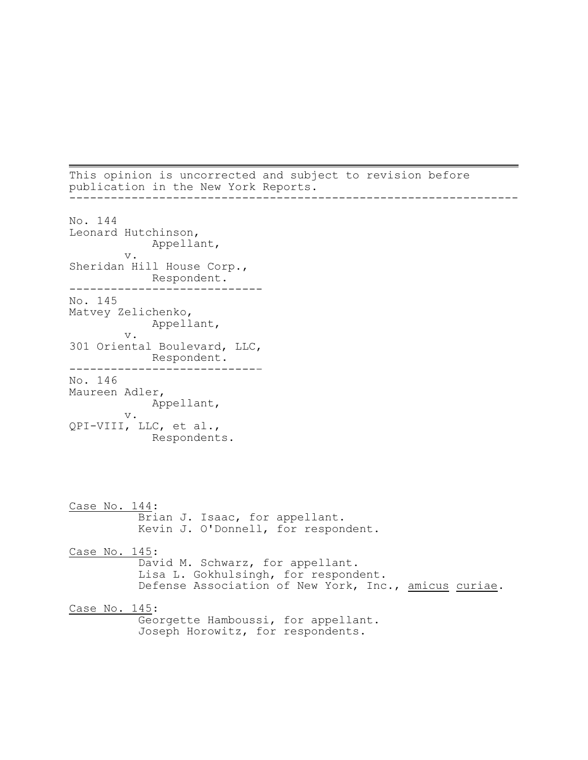This opinion is uncorrected and subject to revision before publication in the New York Reports.

---

No. 144
Leonard Hutchinson,
Appellant,
v.
Sheridan Hill House Corp.,
Respondent.

---

No. 145
Matvey Zelichenko,
Appellant,
v.
301 Oriental Boulevard, LLC,
Respondent.

---

No. 146
Maureen Adler,
Appellant,
v.
QPI-VIII, LLC, et al.,
Respondents.

Case No. 144:
Brian J. Isaac, for appellant.
Kevin J. O'Donnell, for respondent.

Case No. 145:
David M. Schwarz, for appellant.
Lisa L. Gokhulsingh, for respondent.
Defense Association of New York, Inc., *amicus curiae*.

Case No. 145:
Georgette Hamboussi, for appellant.
Joseph Horowitz, for respondents.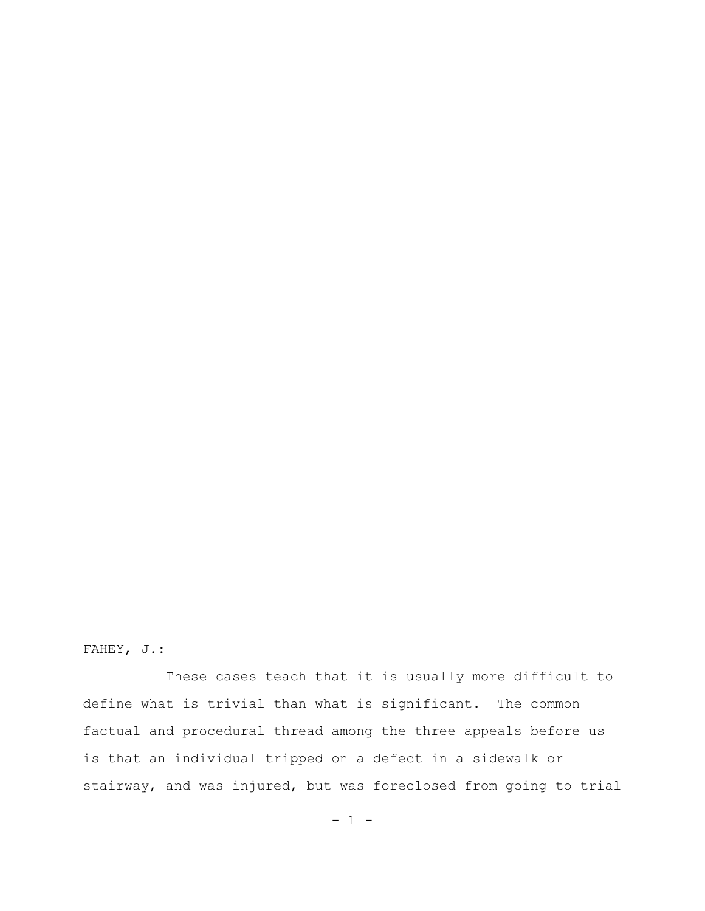FAHEY, J.:

These cases teach that it is usually more difficult to define what is trivial than what is significant. The common factual and procedural thread among the three appeals before us is that an individual tripped on a defect in a sidewalk or stairway, and was injured, but was foreclosed from going to trial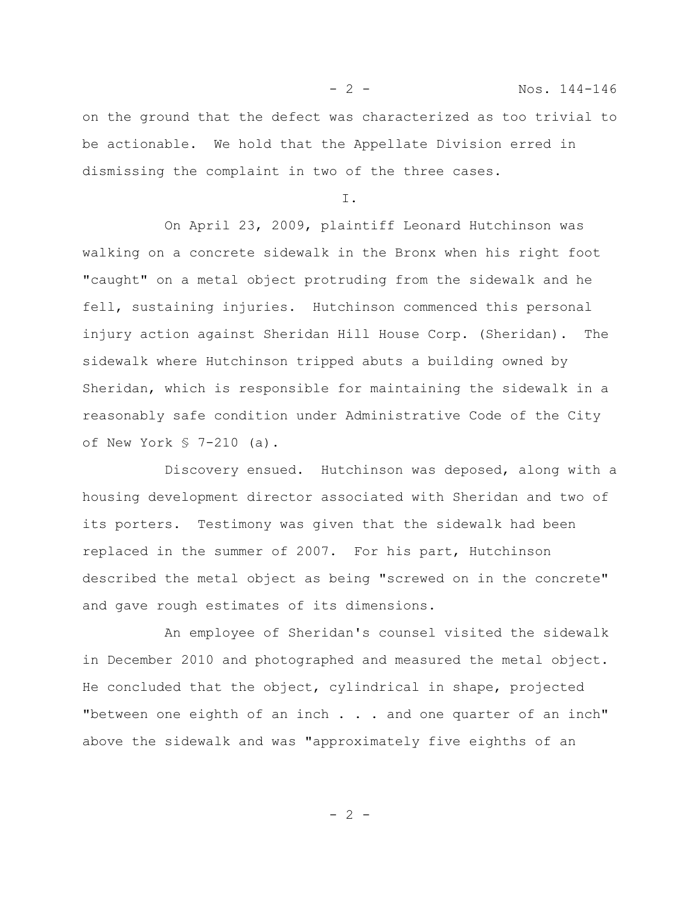on the ground that the defect was characterized as too trivial to be actionable. We hold that the Appellate Division erred in dismissing the complaint in two of the three cases.

I.

On April 23, 2009, plaintiff Leonard Hutchinson was walking on a concrete sidewalk in the Bronx when his right foot "caught" on a metal object protruding from the sidewalk and he fell, sustaining injuries. Hutchinson commenced this personal injury action against Sheridan Hill House Corp. (Sheridan). The sidewalk where Hutchinson tripped abuts a building owned by Sheridan, which is responsible for maintaining the sidewalk in a reasonably safe condition under Administrative Code of the City of New York § 7-210 (a).

Discovery ensued. Hutchinson was deposed, along with a housing development director associated with Sheridan and two of its porters. Testimony was given that the sidewalk had been replaced in the summer of 2007. For his part, Hutchinson described the metal object as being "screwed on in the concrete" and gave rough estimates of its dimensions.

An employee of Sheridan's counsel visited the sidewalk in December 2010 and photographed and measured the metal object. He concluded that the object, cylindrical in shape, projected "between one eighth of an inch . . . and one quarter of an inch" above the sidewalk and was "approximately five eighths of an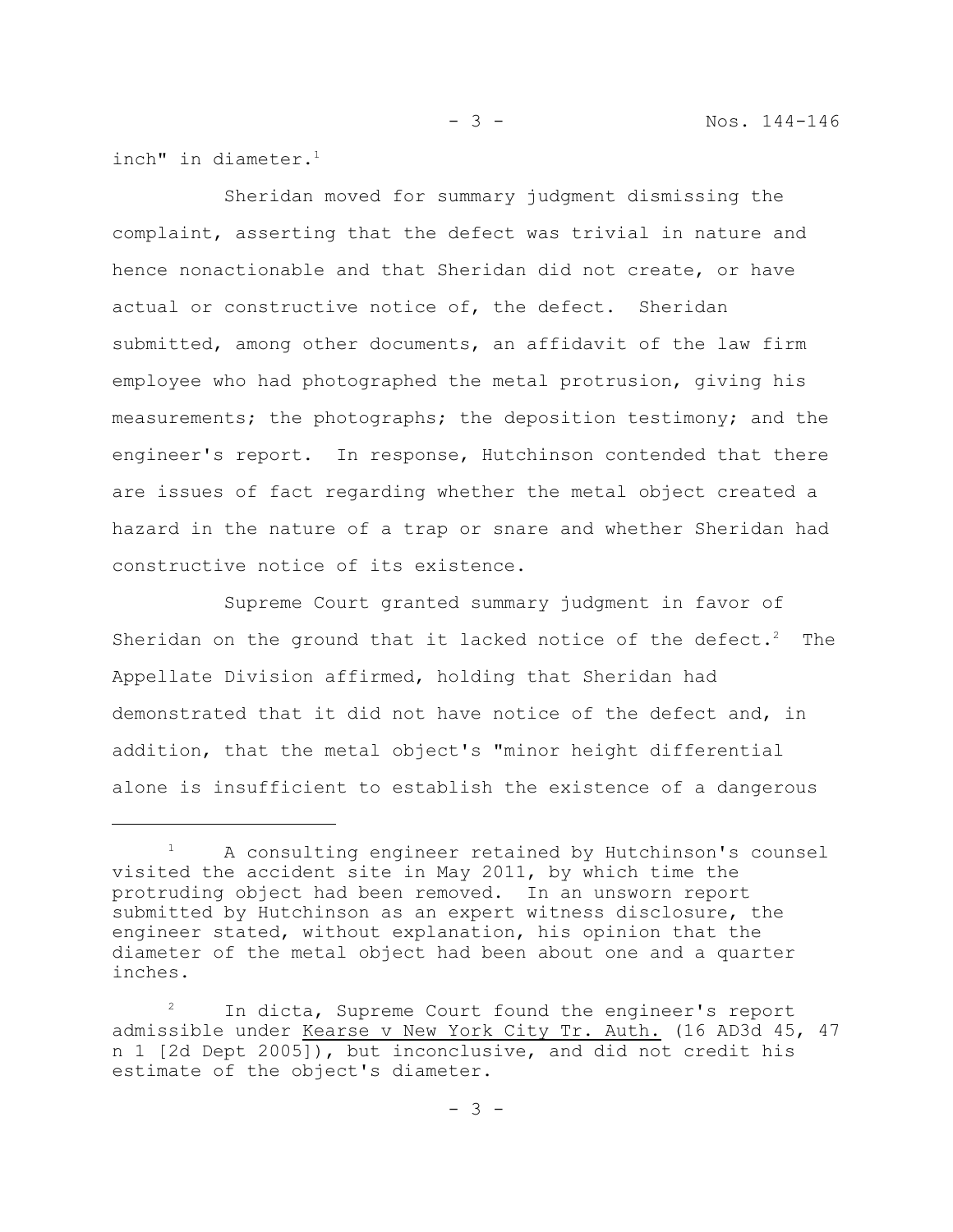inch" in diameter.[1]

Sheridan moved for summary judgment dismissing the complaint, asserting that the defect was trivial in nature and hence nonactionable and that Sheridan did not create, or have actual or constructive notice of, the defect. Sheridan submitted, among other documents, an affidavit of the law firm employee who had photographed the metal protrusion, giving his measurements; the photographs; the deposition testimony; and the engineer's report. In response, Hutchinson contended that there are issues of fact regarding whether the metal object created a hazard in the nature of a trap or snare and whether Sheridan had constructive notice of its existence.

Supreme Court granted summary judgment in favor of Sheridan on the ground that it lacked notice of the defect.[2] The Appellate Division affirmed, holding that Sheridan had demonstrated that it did not have notice of the defect and, in addition, that the metal object's "minor height differential alone is insufficient to establish the existence of a dangerous

---

[1] A consulting engineer retained by Hutchinson's counsel visited the accident site in May 2011, by which time the protruding object had been removed. In an unsworn report submitted by Hutchinson as an expert witness disclosure, the engineer stated, without explanation, his opinion that the diameter of the metal object had been about one and a quarter inches.

[2] In dicta, Supreme Court found the engineer's report admissible under Kearse v New York City Tr. Auth. (16 AD3d 45, 47 n 1 [2d Dept 2005]), but inconclusive, and did not credit his estimate of the object's diameter.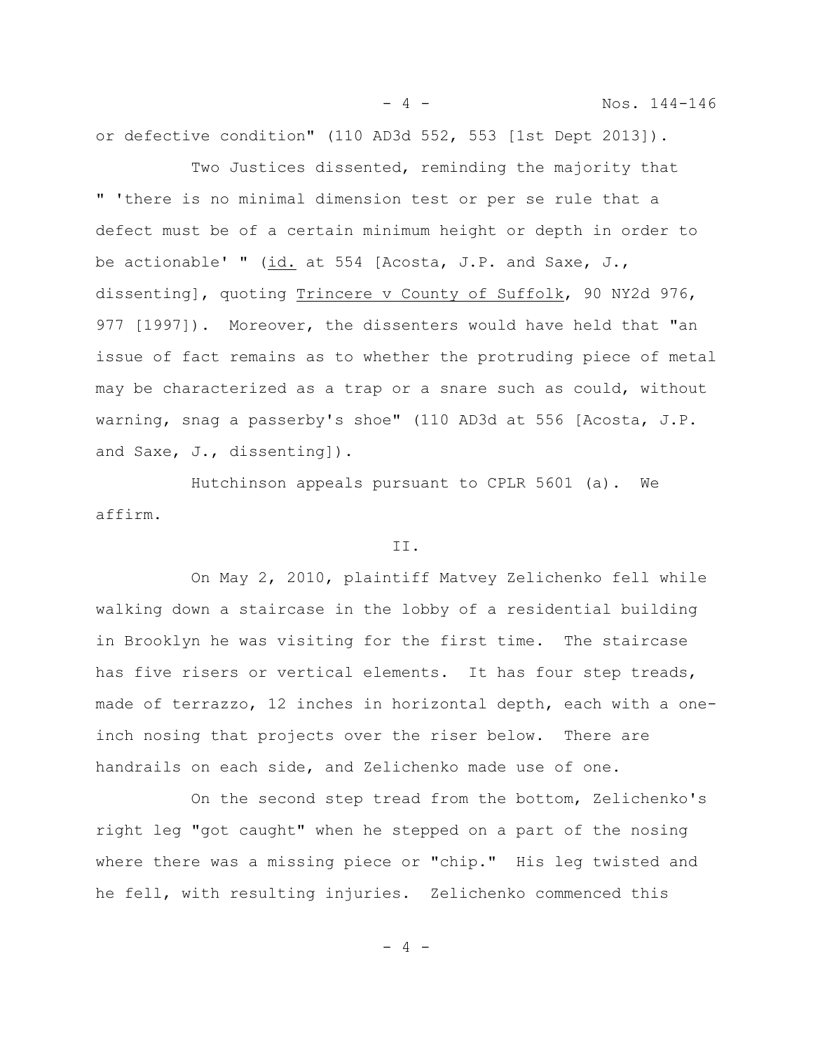or defective condition" (110 AD3d 552, 553 [1st Dept 2013]).

Two Justices dissented, reminding the majority that " 'there is no minimal dimension test or per se rule that a defect must be of a certain minimum height or depth in order to be actionable' " (id. at 554 [Acosta, J.P. and Saxe, J., dissenting], quoting Trincere v County of Suffolk, 90 NY2d 976, 977 [1997]). Moreover, the dissenters would have held that "an issue of fact remains as to whether the protruding piece of metal may be characterized as a trap or a snare such as could, without warning, snag a passerby's shoe" (110 AD3d at 556 [Acosta, J.P. and Saxe, J., dissenting]).

Hutchinson appeals pursuant to CPLR 5601 (a). We affirm.

## II.

On May 2, 2010, plaintiff Matvey Zelichenko fell while walking down a staircase in the lobby of a residential building in Brooklyn he was visiting for the first time. The staircase has five risers or vertical elements. It has four step treads, made of terrazzo, 12 inches in horizontal depth, each with a one-inch nosing that projects over the riser below. There are handrails on each side, and Zelichenko made use of one.

On the second step tread from the bottom, Zelichenko's right leg "got caught" when he stepped on a part of the nosing where there was a missing piece or "chip." His leg twisted and he fell, with resulting injuries. Zelichenko commenced this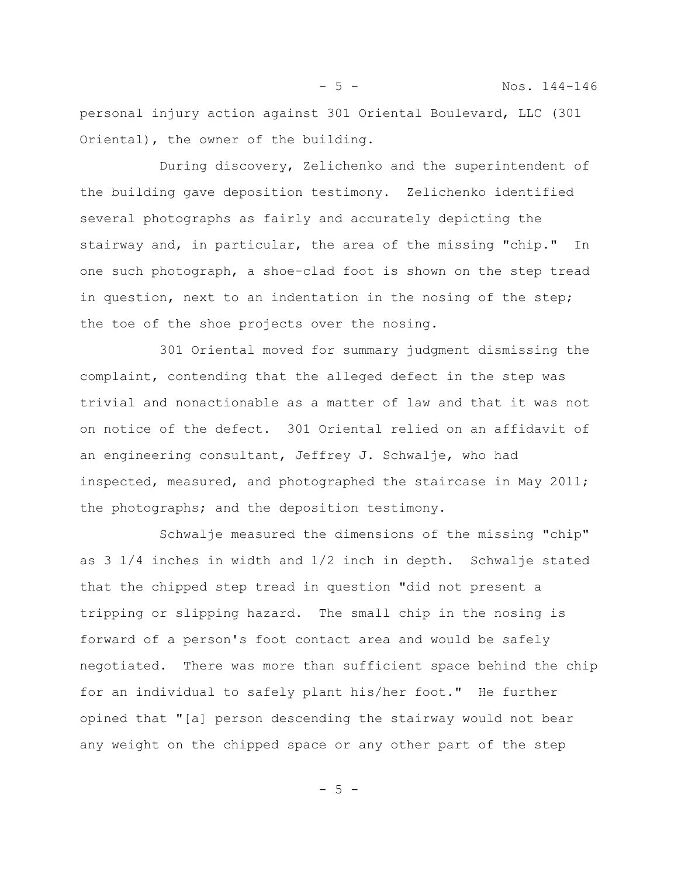personal injury action against 301 Oriental Boulevard, LLC (301 Oriental), the owner of the building.

During discovery, Zelichenko and the superintendent of the building gave deposition testimony. Zelichenko identified several photographs as fairly and accurately depicting the stairway and, in particular, the area of the missing "chip." In one such photograph, a shoe-clad foot is shown on the step tread in question, next to an indentation in the nosing of the step; the toe of the shoe projects over the nosing.

301 Oriental moved for summary judgment dismissing the complaint, contending that the alleged defect in the step was trivial and nonactionable as a matter of law and that it was not on notice of the defect. 301 Oriental relied on an affidavit of an engineering consultant, Jeffrey J. Schwalje, who had inspected, measured, and photographed the staircase in May 2011; the photographs; and the deposition testimony.

Schwalje measured the dimensions of the missing "chip" as 3 1/4 inches in width and 1/2 inch in depth. Schwalje stated that the chipped step tread in question "did not present a tripping or slipping hazard. The small chip in the nosing is forward of a person's foot contact area and would be safely negotiated. There was more than sufficient space behind the chip for an individual to safely plant his/her foot." He further opined that "[a] person descending the stairway would not bear any weight on the chipped space or any other part of the step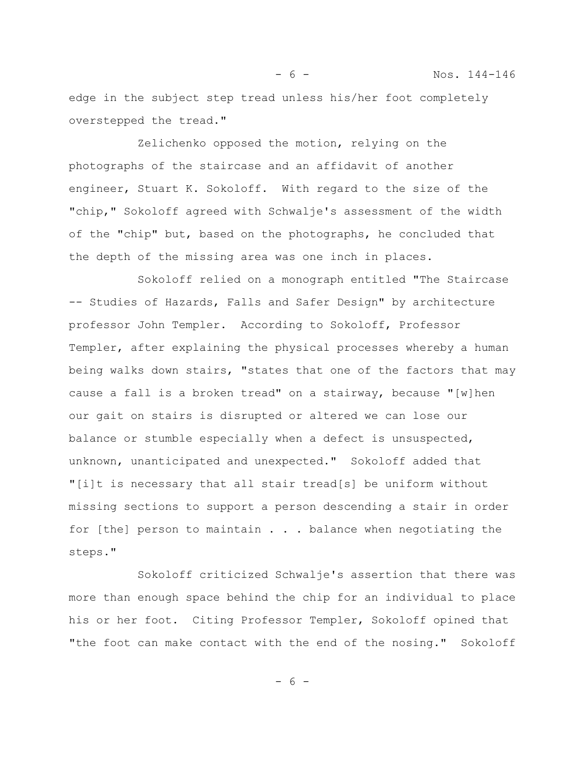edge in the subject step tread unless his/her foot completely overstepped the tread."

Zelichenko opposed the motion, relying on the photographs of the staircase and an affidavit of another engineer, Stuart K. Sokoloff. With regard to the size of the "chip," Sokoloff agreed with Schwalje's assessment of the width of the "chip" but, based on the photographs, he concluded that the depth of the missing area was one inch in places.

Sokoloff relied on a monograph entitled "The Staircase -- Studies of Hazards, Falls and Safer Design" by architecture professor John Templer. According to Sokoloff, Professor Templer, after explaining the physical processes whereby a human being walks down stairs, "states that one of the factors that may cause a fall is a broken tread" on a stairway, because "[w]hen our gait on stairs is disrupted or altered we can lose our balance or stumble especially when a defect is unsuspected, unknown, unanticipated and unexpected." Sokoloff added that "[i]t is necessary that all stair tread[s] be uniform without missing sections to support a person descending a stair in order for [the] person to maintain . . . balance when negotiating the steps."

Sokoloff criticized Schwalje's assertion that there was more than enough space behind the chip for an individual to place his or her foot. Citing Professor Templer, Sokoloff opined that "the foot can make contact with the end of the nosing." Sokoloff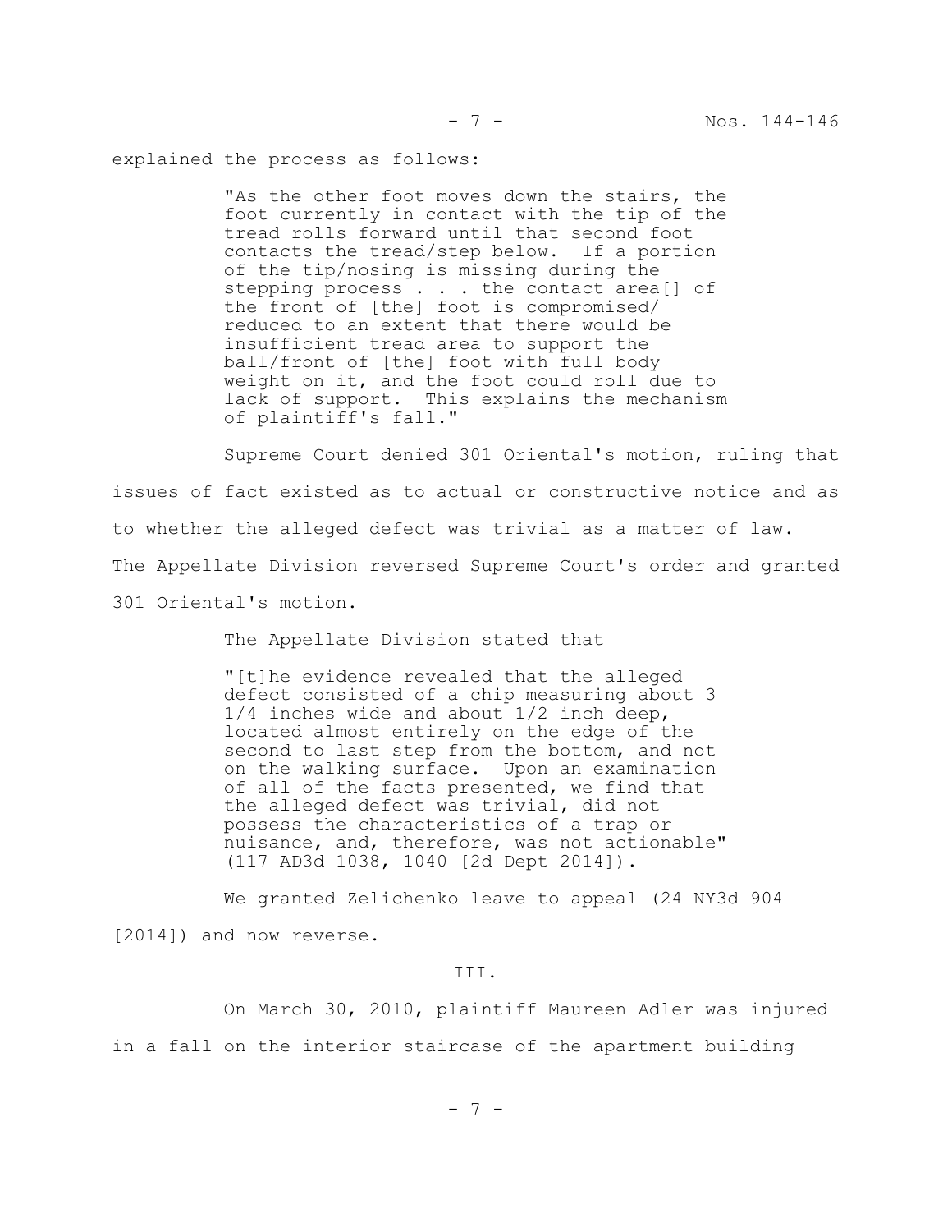explained the process as follows:

> "As the other foot moves down the stairs, the foot currently in contact with the tip of the tread rolls forward until that second foot contacts the tread/step below. If a portion of the tip/nosing is missing during the stepping process . . . the contact area[] of the front of [the] foot is compromised/ reduced to an extent that there would be insufficient tread area to support the ball/front of [the] foot with full body weight on it, and the foot could roll due to lack of support. This explains the mechanism of plaintiff's fall."

Supreme Court denied 301 Oriental's motion, ruling that issues of fact existed as to actual or constructive notice and as to whether the alleged defect was trivial as a matter of law. The Appellate Division reversed Supreme Court's order and granted 301 Oriental's motion.

The Appellate Division stated that

> "[t]he evidence revealed that the alleged defect consisted of a chip measuring about 3 1/4 inches wide and about 1/2 inch deep, located almost entirely on the edge of the second to last step from the bottom, and not on the walking surface. Upon an examination of all of the facts presented, we find that the alleged defect was trivial, did not possess the characteristics of a trap or nuisance, and, therefore, was not actionable" (117 AD3d 1038, 1040 [2d Dept 2014]).

We granted Zelichenko leave to appeal (24 NY3d 904 [2014]) and now reverse.

III.

On March 30, 2010, plaintiff Maureen Adler was injured in a fall on the interior staircase of the apartment building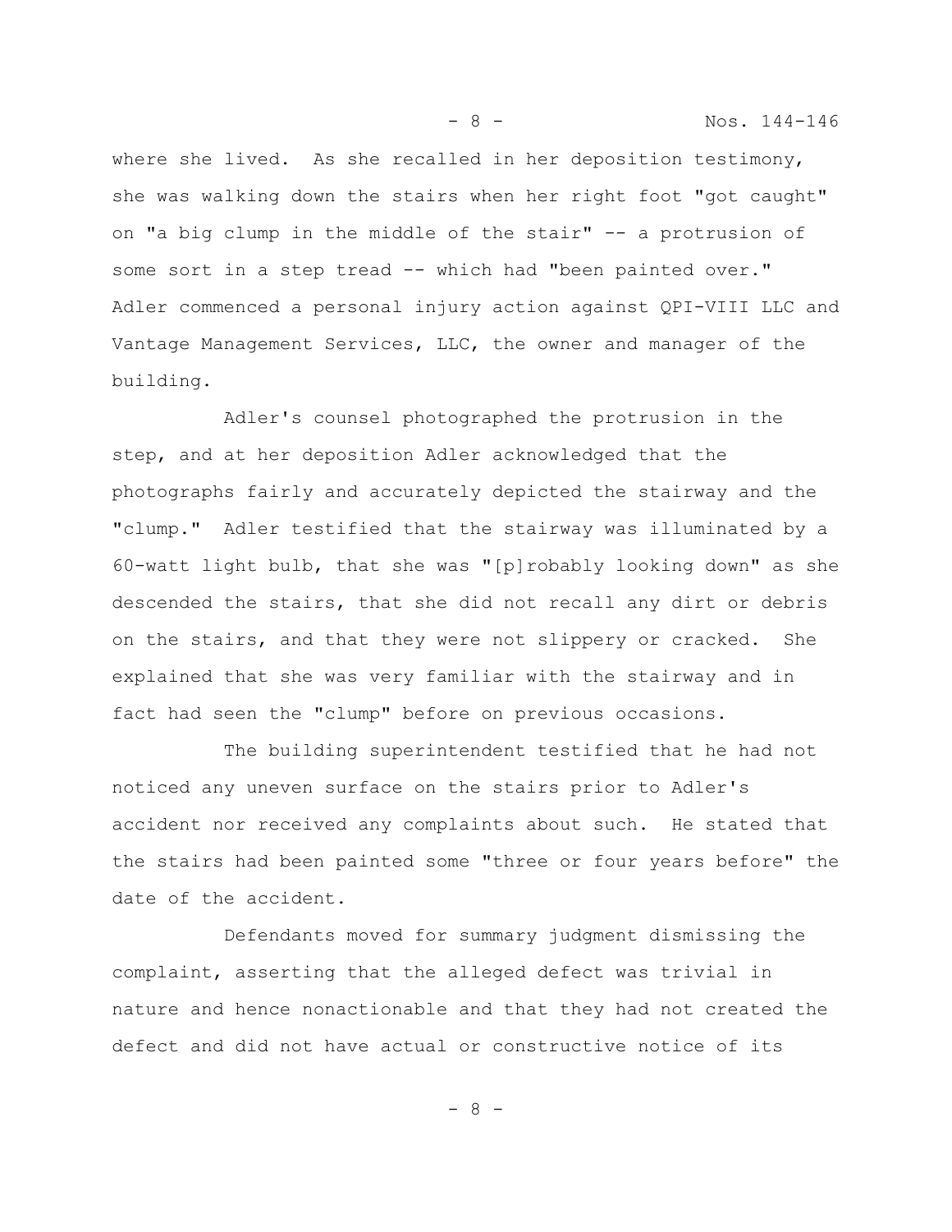where she lived. As she recalled in her deposition testimony, she was walking down the stairs when her right foot "got caught" on "a big clump in the middle of the stair" -- a protrusion of some sort in a step tread -- which had "been painted over." Adler commenced a personal injury action against QPI-VIII LLC and Vantage Management Services, LLC, the owner and manager of the building.

Adler's counsel photographed the protrusion in the step, and at her deposition Adler acknowledged that the photographs fairly and accurately depicted the stairway and the "clump." Adler testified that the stairway was illuminated by a 60-watt light bulb, that she was "[p]robably looking down" as she descended the stairs, that she did not recall any dirt or debris on the stairs, and that they were not slippery or cracked. She explained that she was very familiar with the stairway and in fact had seen the "clump" before on previous occasions.

The building superintendent testified that he had not noticed any uneven surface on the stairs prior to Adler's accident nor received any complaints about such. He stated that the stairs had been painted some "three or four years before" the date of the accident.

Defendants moved for summary judgment dismissing the complaint, asserting that the alleged defect was trivial in nature and hence nonactionable and that they had not created the defect and did not have actual or constructive notice of its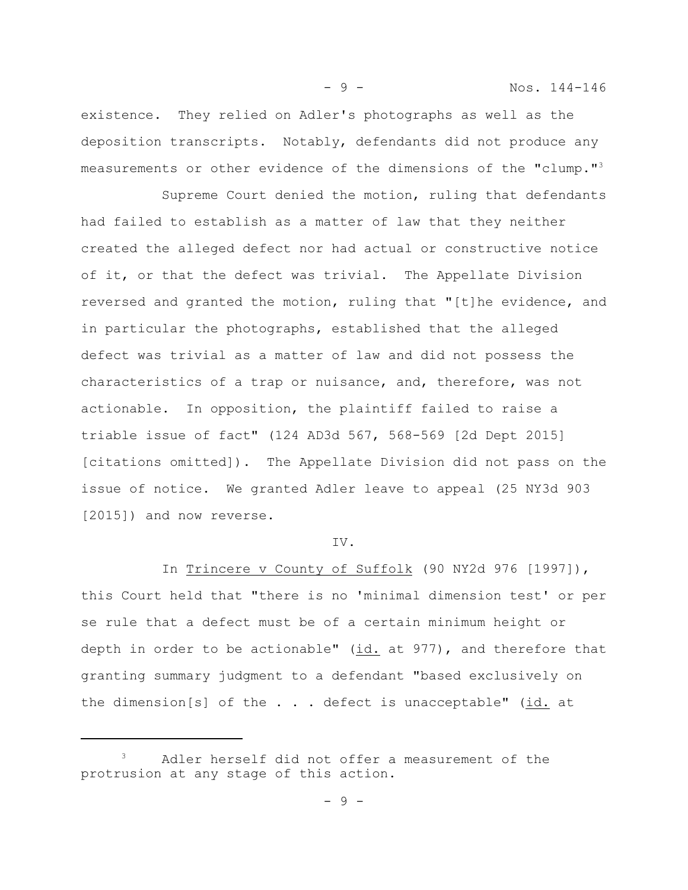existence. They relied on Adler's photographs as well as the deposition transcripts. Notably, defendants did not produce any measurements or other evidence of the dimensions of the "clump."[3]

Supreme Court denied the motion, ruling that defendants had failed to establish as a matter of law that they neither created the alleged defect nor had actual or constructive notice of it, or that the defect was trivial. The Appellate Division reversed and granted the motion, ruling that "[t]he evidence, and in particular the photographs, established that the alleged defect was trivial as a matter of law and did not possess the characteristics of a trap or nuisance, and, therefore, was not actionable. In opposition, the plaintiff failed to raise a triable issue of fact" (124 AD3d 567, 568-569 [2d Dept 2015] [citations omitted]). The Appellate Division did not pass on the issue of notice. We granted Adler leave to appeal (25 NY3d 903 [2015]) and now reverse.

## IV.

In Trincere v County of Suffolk (90 NY2d 976 [1997]), this Court held that "there is no 'minimal dimension test' or per se rule that a defect must be of a certain minimum height or depth in order to be actionable" (id. at 977), and therefore that granting summary judgment to a defendant "based exclusively on the dimension[s] of the . . . defect is unacceptable" (id. at

---

[3] Adler herself did not offer a measurement of the protrusion at any stage of this action.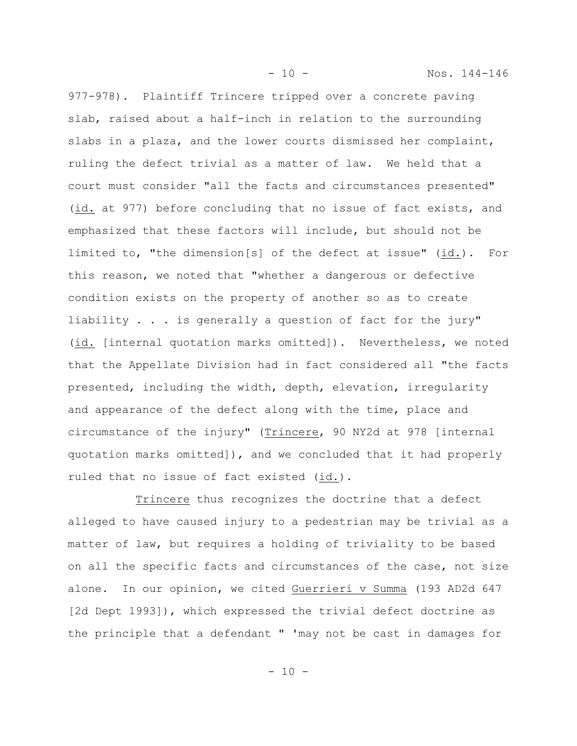977-978). Plaintiff Trincere tripped over a concrete paving slab, raised about a half-inch in relation to the surrounding slabs in a plaza, and the lower courts dismissed her complaint, ruling the defect trivial as a matter of law. We held that a court must consider "all the facts and circumstances presented" (id. at 977) before concluding that no issue of fact exists, and emphasized that these factors will include, but should not be limited to, "the dimension[s] of the defect at issue" (id.). For this reason, we noted that "whether a dangerous or defective condition exists on the property of another so as to create liability . . . is generally a question of fact for the jury" (id. [internal quotation marks omitted]). Nevertheless, we noted that the Appellate Division had in fact considered all "the facts presented, including the width, depth, elevation, irregularity and appearance of the defect along with the time, place and circumstance of the injury" (Trincere, 90 NY2d at 978 [internal quotation marks omitted]), and we concluded that it had properly ruled that no issue of fact existed (id.).

Trincere thus recognizes the doctrine that a defect alleged to have caused injury to a pedestrian may be trivial as a matter of law, but requires a holding of triviality to be based on all the specific facts and circumstances of the case, not size alone. In our opinion, we cited Guerrieri v Summa (193 AD2d 647 [2d Dept 1993]), which expressed the trivial defect doctrine as the principle that a defendant " 'may not be cast in damages for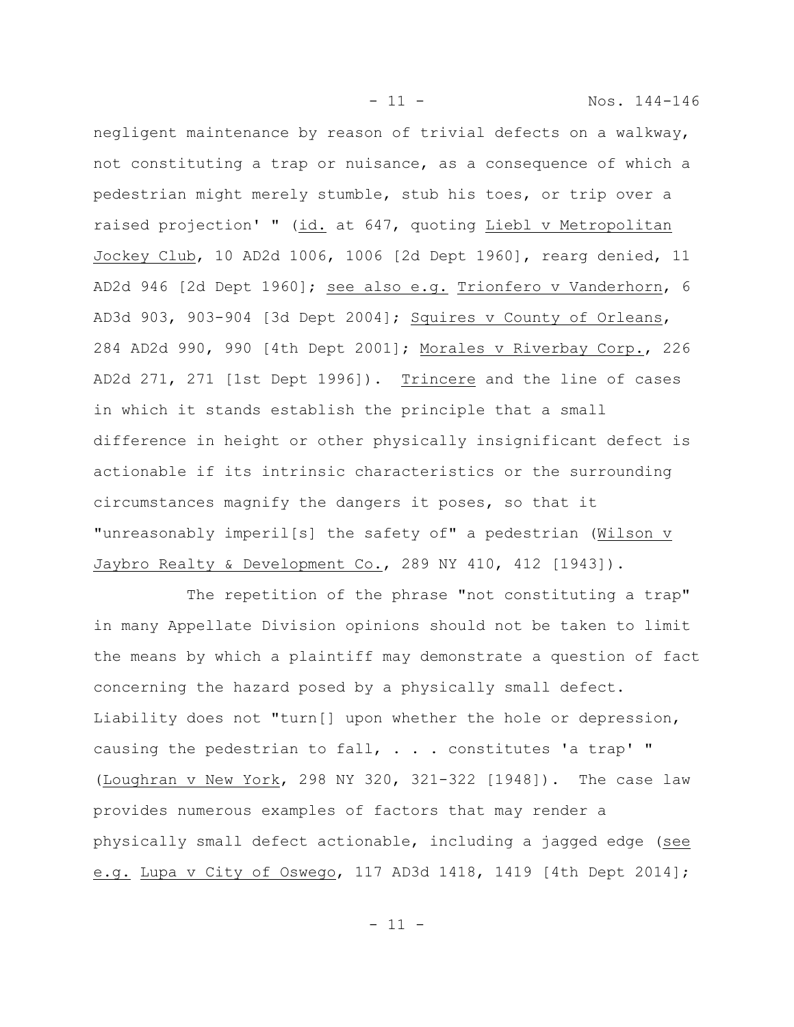negligent maintenance by reason of trivial defects on a walkway, not constituting a trap or nuisance, as a consequence of which a pedestrian might merely stumble, stub his toes, or trip over a raised projection' " (id. at 647, quoting Liebl v Metropolitan Jockey Club, 10 AD2d 1006, 1006 [2d Dept 1960], rearg denied, 11 AD2d 946 [2d Dept 1960]; see also e.g. Trionfero v Vanderhorn, 6 AD3d 903, 903-904 [3d Dept 2004]; Squires v County of Orleans, 284 AD2d 990, 990 [4th Dept 2001]; Morales v Riverbay Corp., 226 AD2d 271, 271 [1st Dept 1996]). Trincere and the line of cases in which it stands establish the principle that a small difference in height or other physically insignificant defect is actionable if its intrinsic characteristics or the surrounding circumstances magnify the dangers it poses, so that it "unreasonably imperil[s] the safety of" a pedestrian (Wilson v Jaybro Realty & Development Co., 289 NY 410, 412 [1943]).

The repetition of the phrase "not constituting a trap" in many Appellate Division opinions should not be taken to limit the means by which a plaintiff may demonstrate a question of fact concerning the hazard posed by a physically small defect. Liability does not "turn[] upon whether the hole or depression, causing the pedestrian to fall, . . . constitutes 'a trap' " (Loughran v New York, 298 NY 320, 321-322 [1948]). The case law provides numerous examples of factors that may render a physically small defect actionable, including a jagged edge (see e.g. Lupa v City of Oswego, 117 AD3d 1418, 1419 [4th Dept 2014];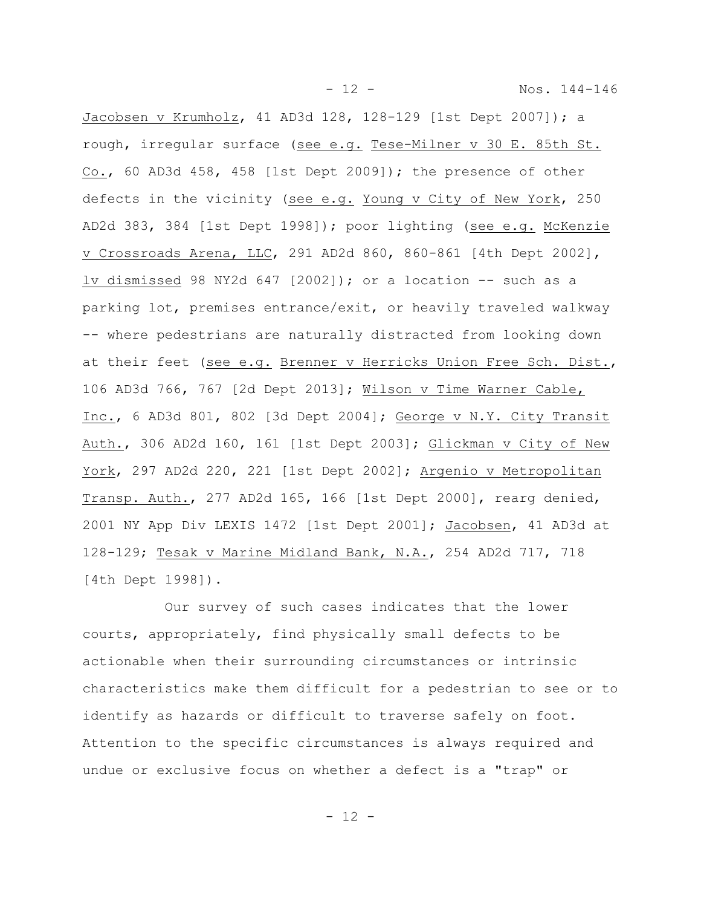Jacobsen v Krumholz, 41 AD3d 128, 128-129 [1st Dept 2007]); a rough, irregular surface (see e.g. Tese-Milner v 30 E. 85th St. Co., 60 AD3d 458, 458 [1st Dept 2009]); the presence of other defects in the vicinity (see e.g. Young v City of New York, 250 AD2d 383, 384 [1st Dept 1998]); poor lighting (see e.g. McKenzie v Crossroads Arena, LLC, 291 AD2d 860, 860-861 [4th Dept 2002], lv dismissed 98 NY2d 647 [2002]); or a location -- such as a parking lot, premises entrance/exit, or heavily traveled walkway -- where pedestrians are naturally distracted from looking down at their feet (see e.g. Brenner v Herricks Union Free Sch. Dist., 106 AD3d 766, 767 [2d Dept 2013]; Wilson v Time Warner Cable, Inc., 6 AD3d 801, 802 [3d Dept 2004]; George v N.Y. City Transit Auth., 306 AD2d 160, 161 [1st Dept 2003]; Glickman v City of New York, 297 AD2d 220, 221 [1st Dept 2002]; Argenio v Metropolitan Transp. Auth., 277 AD2d 165, 166 [1st Dept 2000], rearg denied, 2001 NY App Div LEXIS 1472 [1st Dept 2001]; Jacobsen, 41 AD3d at 128-129; Tesak v Marine Midland Bank, N.A., 254 AD2d 717, 718 [4th Dept 1998]).

Our survey of such cases indicates that the lower courts, appropriately, find physically small defects to be actionable when their surrounding circumstances or intrinsic characteristics make them difficult for a pedestrian to see or to identify as hazards or difficult to traverse safely on foot. Attention to the specific circumstances is always required and undue or exclusive focus on whether a defect is a "trap" or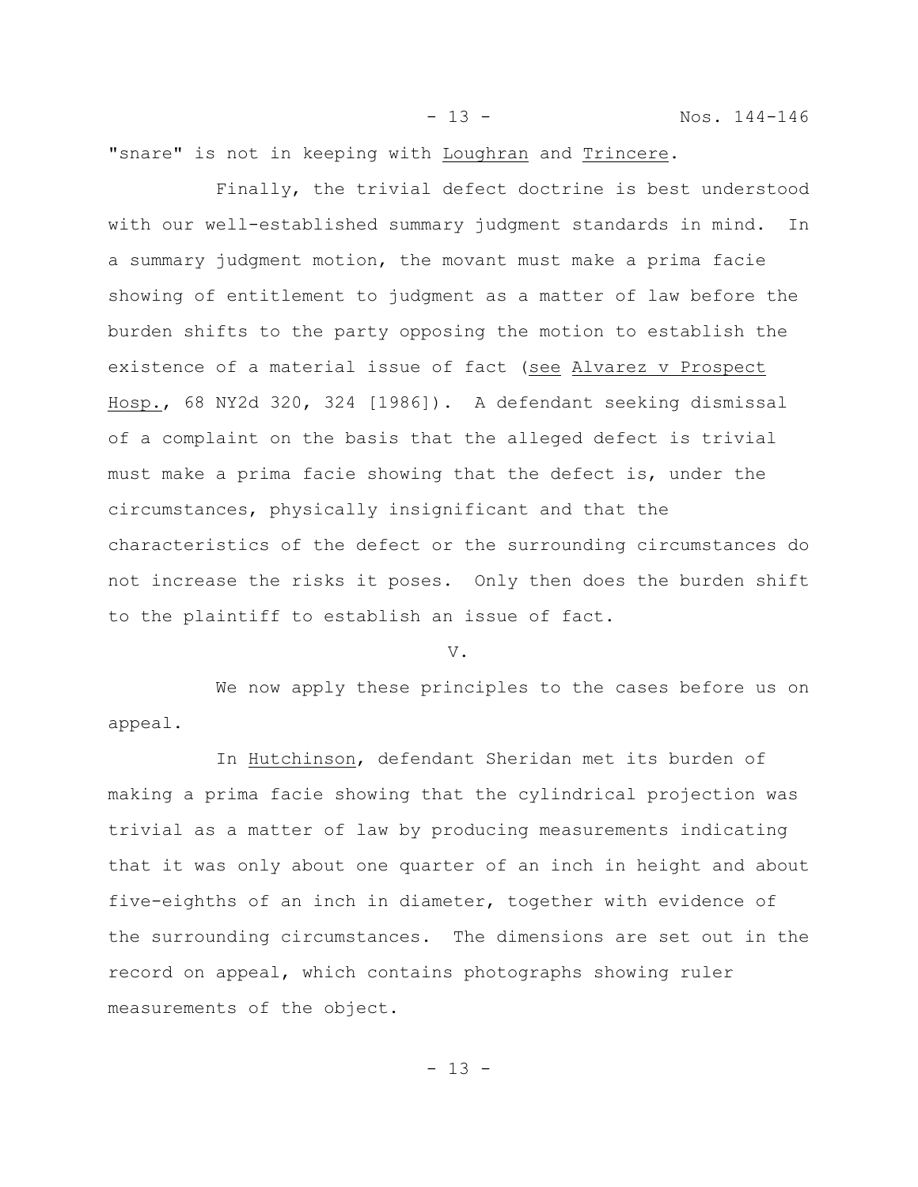"snare" is not in keeping with Loughran and Trincere.

Finally, the trivial defect doctrine is best understood with our well-established summary judgment standards in mind. In a summary judgment motion, the movant must make a prima facie showing of entitlement to judgment as a matter of law before the burden shifts to the party opposing the motion to establish the existence of a material issue of fact (see Alvarez v Prospect Hosp., 68 NY2d 320, 324 [1986]). A defendant seeking dismissal of a complaint on the basis that the alleged defect is trivial must make a prima facie showing that the defect is, under the circumstances, physically insignificant and that the characteristics of the defect or the surrounding circumstances do not increase the risks it poses. Only then does the burden shift to the plaintiff to establish an issue of fact.

## V.

We now apply these principles to the cases before us on appeal.

In Hutchinson, defendant Sheridan met its burden of making a prima facie showing that the cylindrical projection was trivial as a matter of law by producing measurements indicating that it was only about one quarter of an inch in height and about five-eighths of an inch in diameter, together with evidence of the surrounding circumstances. The dimensions are set out in the record on appeal, which contains photographs showing ruler measurements of the object.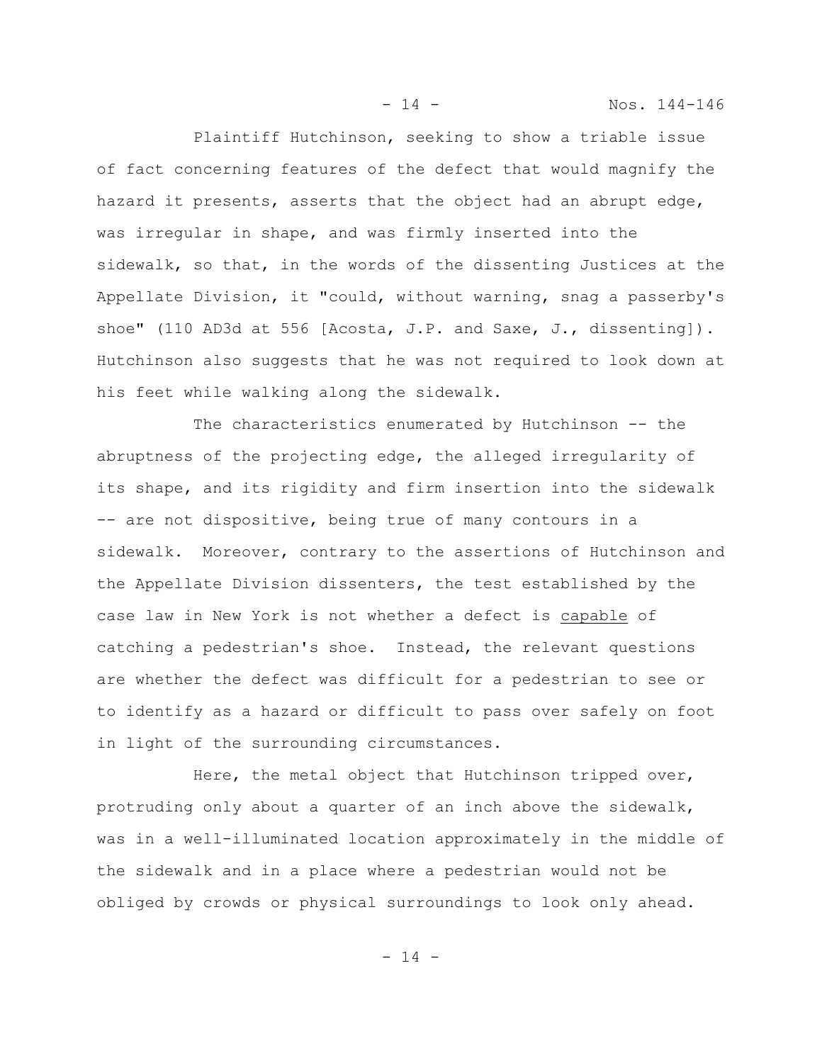Plaintiff Hutchinson, seeking to show a triable issue of fact concerning features of the defect that would magnify the hazard it presents, asserts that the object had an abrupt edge, was irregular in shape, and was firmly inserted into the sidewalk, so that, in the words of the dissenting Justices at the Appellate Division, it "could, without warning, snag a passerby's shoe" (110 AD3d at 556 [Acosta, J.P. and Saxe, J., dissenting]). Hutchinson also suggests that he was not required to look down at his feet while walking along the sidewalk.

The characteristics enumerated by Hutchinson -- the abruptness of the projecting edge, the alleged irregularity of its shape, and its rigidity and firm insertion into the sidewalk -- are not dispositive, being true of many contours in a sidewalk. Moreover, contrary to the assertions of Hutchinson and the Appellate Division dissenters, the test established by the case law in New York is not whether a defect is <u>capable</u> of catching a pedestrian's shoe. Instead, the relevant questions are whether the defect was difficult for a pedestrian to see or to identify as a hazard or difficult to pass over safely on foot in light of the surrounding circumstances.

Here, the metal object that Hutchinson tripped over, protruding only about a quarter of an inch above the sidewalk, was in a well-illuminated location approximately in the middle of the sidewalk and in a place where a pedestrian would not be obliged by crowds or physical surroundings to look only ahead.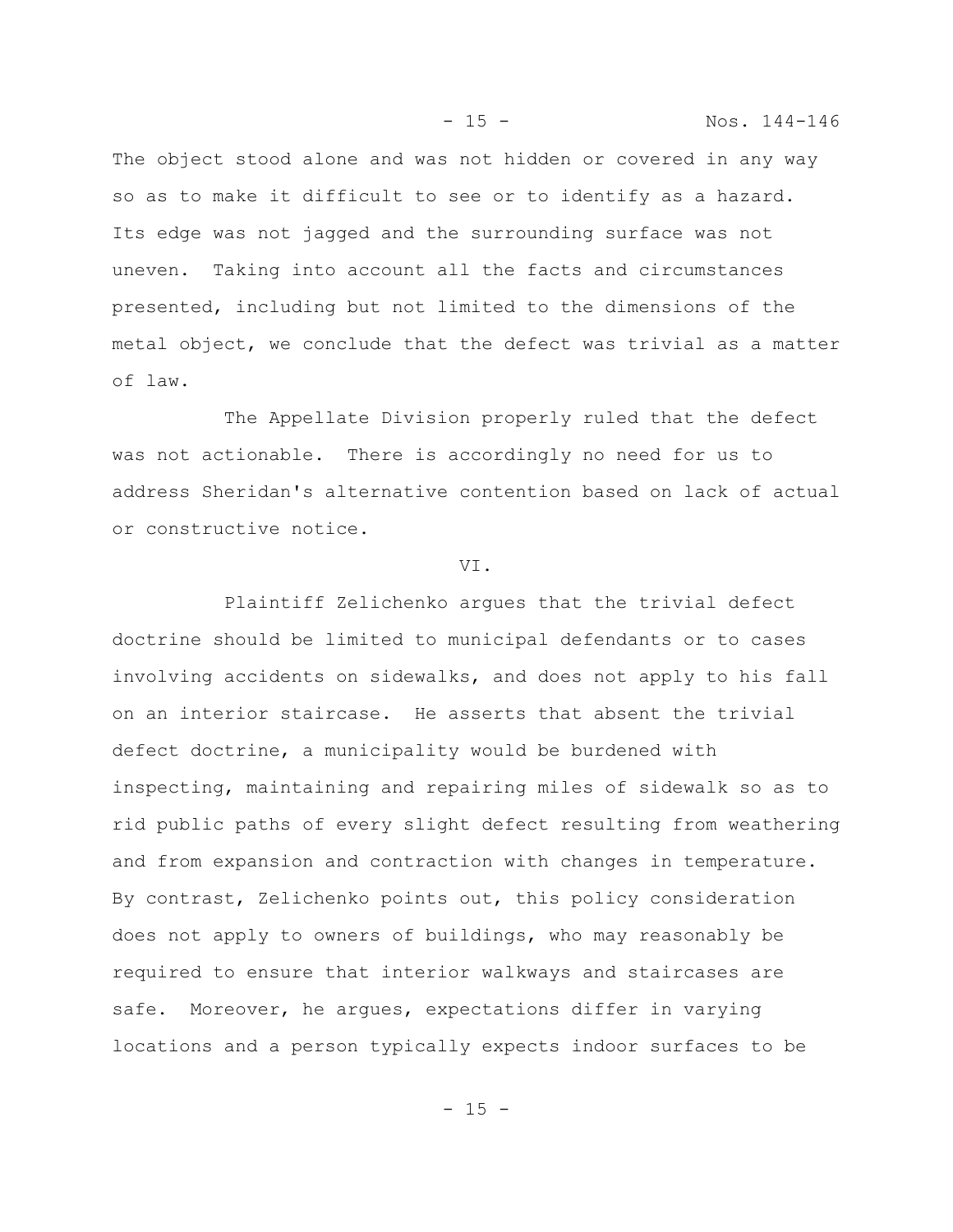The object stood alone and was not hidden or covered in any way so as to make it difficult to see or to identify as a hazard. Its edge was not jagged and the surrounding surface was not uneven. Taking into account all the facts and circumstances presented, including but not limited to the dimensions of the metal object, we conclude that the defect was trivial as a matter of law.

The Appellate Division properly ruled that the defect was not actionable. There is accordingly no need for us to address Sheridan's alternative contention based on lack of actual or constructive notice.

VI.

Plaintiff Zelichenko argues that the trivial defect doctrine should be limited to municipal defendants or to cases involving accidents on sidewalks, and does not apply to his fall on an interior staircase. He asserts that absent the trivial defect doctrine, a municipality would be burdened with inspecting, maintaining and repairing miles of sidewalk so as to rid public paths of every slight defect resulting from weathering and from expansion and contraction with changes in temperature. By contrast, Zelichenko points out, this policy consideration does not apply to owners of buildings, who may reasonably be required to ensure that interior walkways and staircases are safe. Moreover, he argues, expectations differ in varying locations and a person typically expects indoor surfaces to be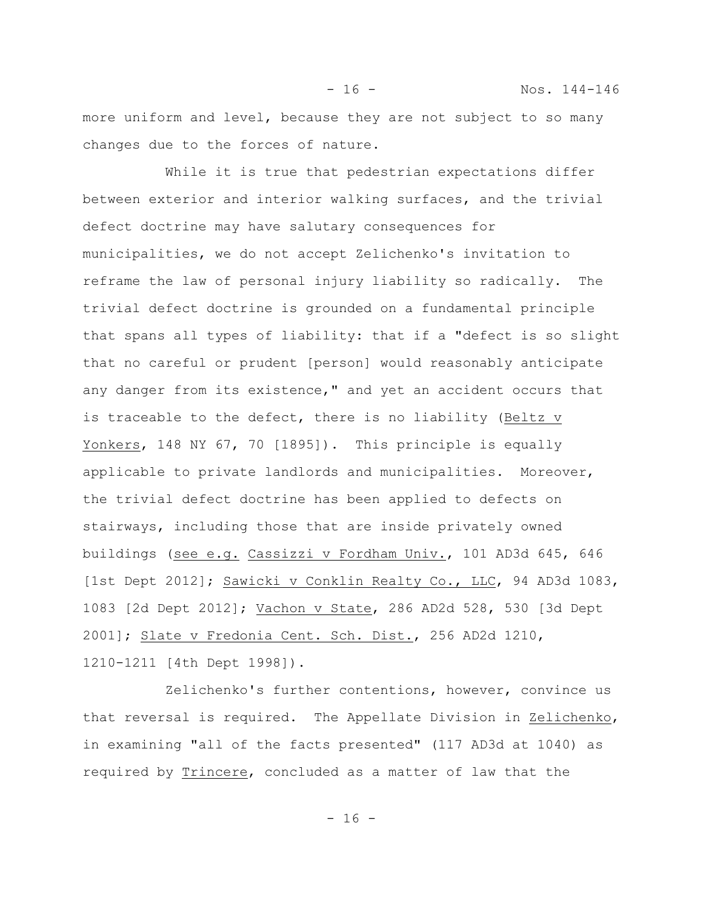more uniform and level, because they are not subject to so many changes due to the forces of nature.

While it is true that pedestrian expectations differ between exterior and interior walking surfaces, and the trivial defect doctrine may have salutary consequences for municipalities, we do not accept Zelichenko's invitation to reframe the law of personal injury liability so radically. The trivial defect doctrine is grounded on a fundamental principle that spans all types of liability: that if a "defect is so slight that no careful or prudent [person] would reasonably anticipate any danger from its existence," and yet an accident occurs that is traceable to the defect, there is no liability (Beltz v Yonkers, 148 NY 67, 70 [1895]). This principle is equally applicable to private landlords and municipalities. Moreover, the trivial defect doctrine has been applied to defects on stairways, including those that are inside privately owned buildings (see e.g. Cassizzi v Fordham Univ., 101 AD3d 645, 646 [1st Dept 2012]; Sawicki v Conklin Realty Co., LLC, 94 AD3d 1083, 1083 [2d Dept 2012]; Vachon v State, 286 AD2d 528, 530 [3d Dept 2001]; Slate v Fredonia Cent. Sch. Dist., 256 AD2d 1210, 1210-1211 [4th Dept 1998]).

Zelichenko's further contentions, however, convince us that reversal is required. The Appellate Division in Zelichenko, in examining "all of the facts presented" (117 AD3d at 1040) as required by Trincere, concluded as a matter of law that the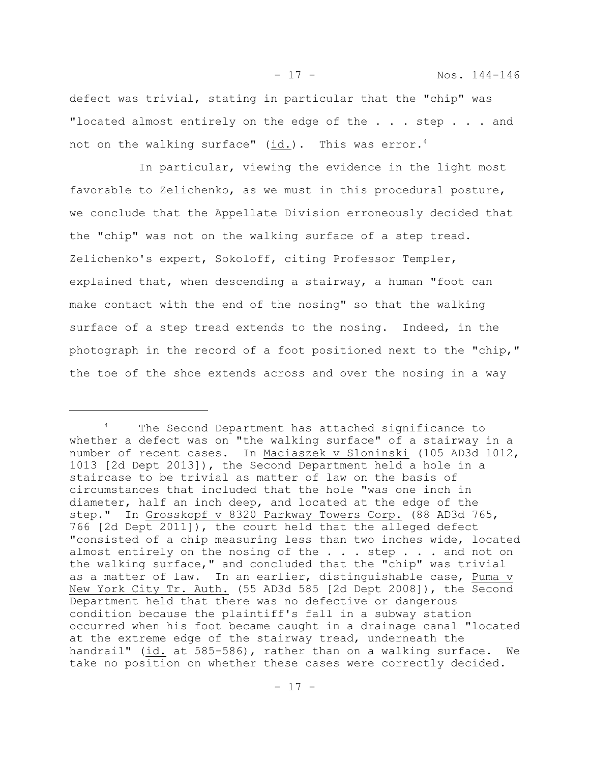defect was trivial, stating in particular that the "chip" was "located almost entirely on the edge of the . . . step . . . and not on the walking surface" (id.). This was error.[4]

In particular, viewing the evidence in the light most favorable to Zelichenko, as we must in this procedural posture, we conclude that the Appellate Division erroneously decided that the "chip" was not on the walking surface of a step tread. Zelichenko's expert, Sokoloff, citing Professor Templer, explained that, when descending a stairway, a human "foot can make contact with the end of the nosing" so that the walking surface of a step tread extends to the nosing. Indeed, in the photograph in the record of a foot positioned next to the "chip," the toe of the shoe extends across and over the nosing in a way

---

[4] The Second Department has attached significance to whether a defect was on "the walking surface" of a stairway in a number of recent cases. In Maciaszek v Sloninski (105 AD3d 1012, 1013 [2d Dept 2013]), the Second Department held a hole in a staircase to be trivial as matter of law on the basis of circumstances that included that the hole "was one inch in diameter, half an inch deep, and located at the edge of the step." In Grosskopf v 8320 Parkway Towers Corp. (88 AD3d 765, 766 [2d Dept 2011]), the court held that the alleged defect "consisted of a chip measuring less than two inches wide, located almost entirely on the nosing of the . . . step . . . and not on the walking surface," and concluded that the "chip" was trivial as a matter of law. In an earlier, distinguishable case, Puma v New York City Tr. Auth. (55 AD3d 585 [2d Dept 2008]), the Second Department held that there was no defective or dangerous condition because the plaintiff's fall in a subway station occurred when his foot became caught in a drainage canal "located at the extreme edge of the stairway tread, underneath the handrail" (id. at 585-586), rather than on a walking surface. We take no position on whether these cases were correctly decided.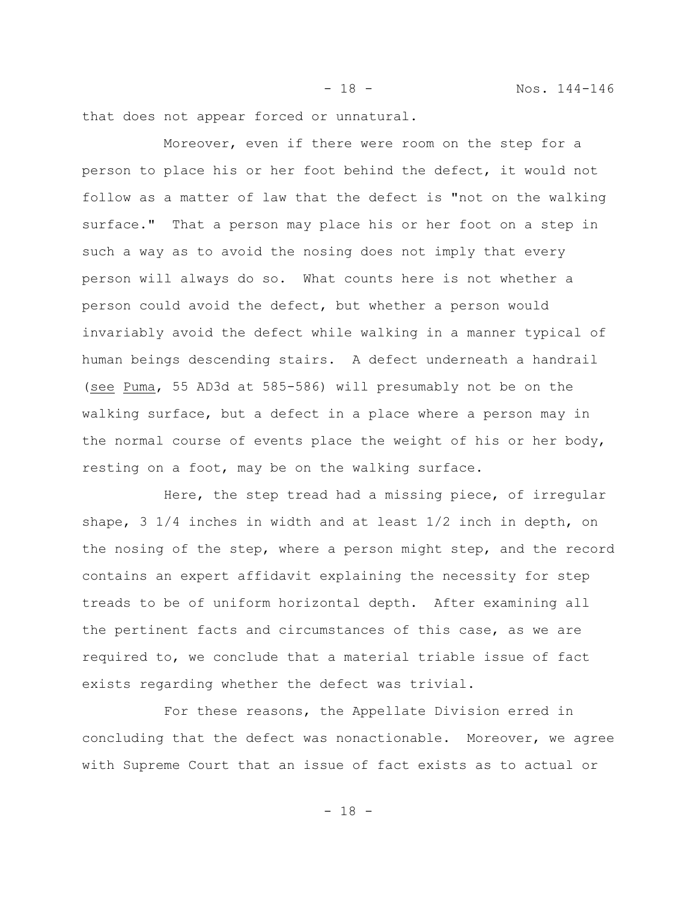that does not appear forced or unnatural.

Moreover, even if there were room on the step for a person to place his or her foot behind the defect, it would not follow as a matter of law that the defect is "not on the walking surface." That a person may place his or her foot on a step in such a way as to avoid the nosing does not imply that every person will always do so. What counts here is not whether a person could avoid the defect, but whether a person would invariably avoid the defect while walking in a manner typical of human beings descending stairs. A defect underneath a handrail (see Puma, 55 AD3d at 585-586) will presumably not be on the walking surface, but a defect in a place where a person may in the normal course of events place the weight of his or her body, resting on a foot, may be on the walking surface.

Here, the step tread had a missing piece, of irregular shape, 3 1/4 inches in width and at least 1/2 inch in depth, on the nosing of the step, where a person might step, and the record contains an expert affidavit explaining the necessity for step treads to be of uniform horizontal depth. After examining all the pertinent facts and circumstances of this case, as we are required to, we conclude that a material triable issue of fact exists regarding whether the defect was trivial.

For these reasons, the Appellate Division erred in concluding that the defect was nonactionable. Moreover, we agree with Supreme Court that an issue of fact exists as to actual or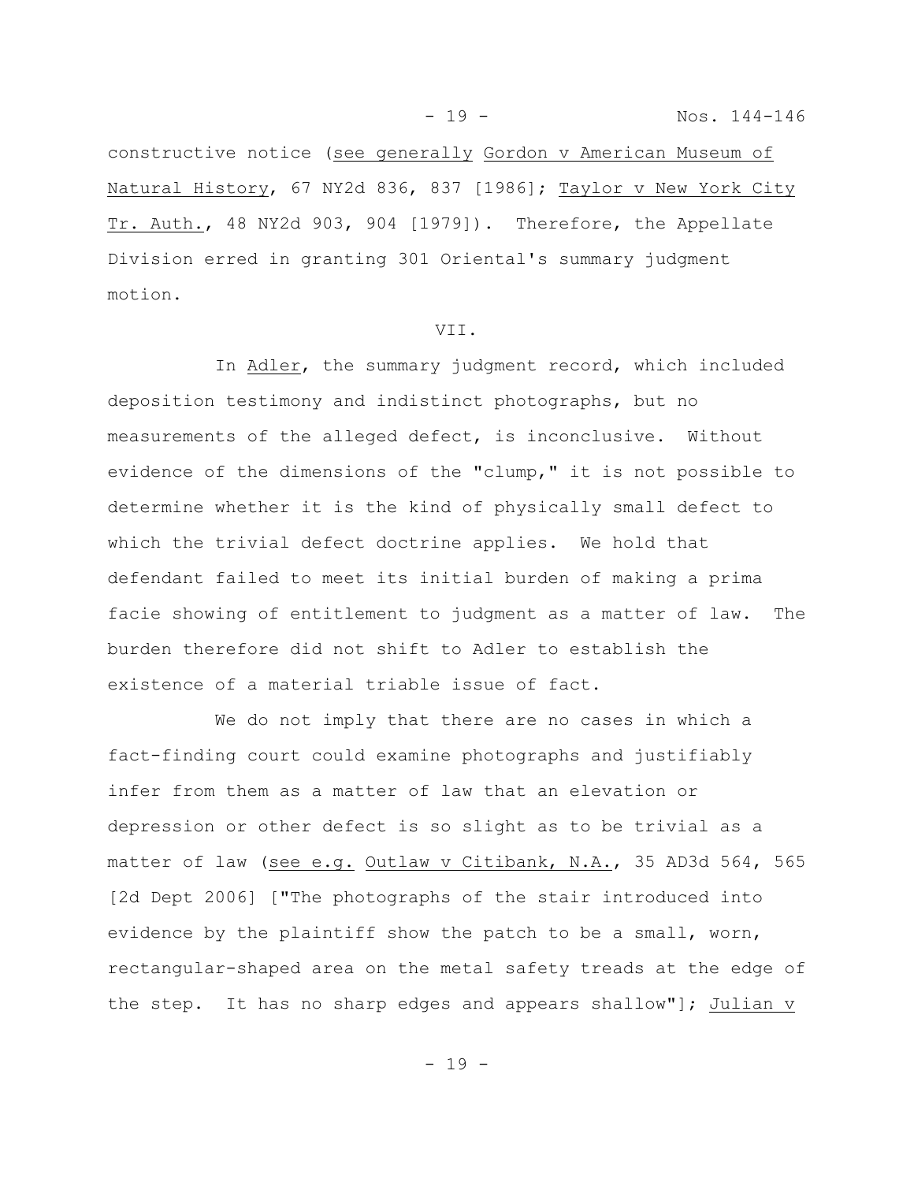constructive notice (see generally Gordon v American Museum of Natural History, 67 NY2d 836, 837 [1986]; Taylor v New York City Tr. Auth., 48 NY2d 903, 904 [1979]). Therefore, the Appellate Division erred in granting 301 Oriental's summary judgment motion.

VII.

In Adler, the summary judgment record, which included deposition testimony and indistinct photographs, but no measurements of the alleged defect, is inconclusive. Without evidence of the dimensions of the "clump," it is not possible to determine whether it is the kind of physically small defect to which the trivial defect doctrine applies. We hold that defendant failed to meet its initial burden of making a prima facie showing of entitlement to judgment as a matter of law. The burden therefore did not shift to Adler to establish the existence of a material triable issue of fact.

We do not imply that there are no cases in which a fact-finding court could examine photographs and justifiably infer from them as a matter of law that an elevation or depression or other defect is so slight as to be trivial as a matter of law (see e.g. Outlaw v Citibank, N.A., 35 AD3d 564, 565 [2d Dept 2006] ["The photographs of the stair introduced into evidence by the plaintiff show the patch to be a small, worn, rectangular-shaped area on the metal safety treads at the edge of the step. It has no sharp edges and appears shallow"]; Julian v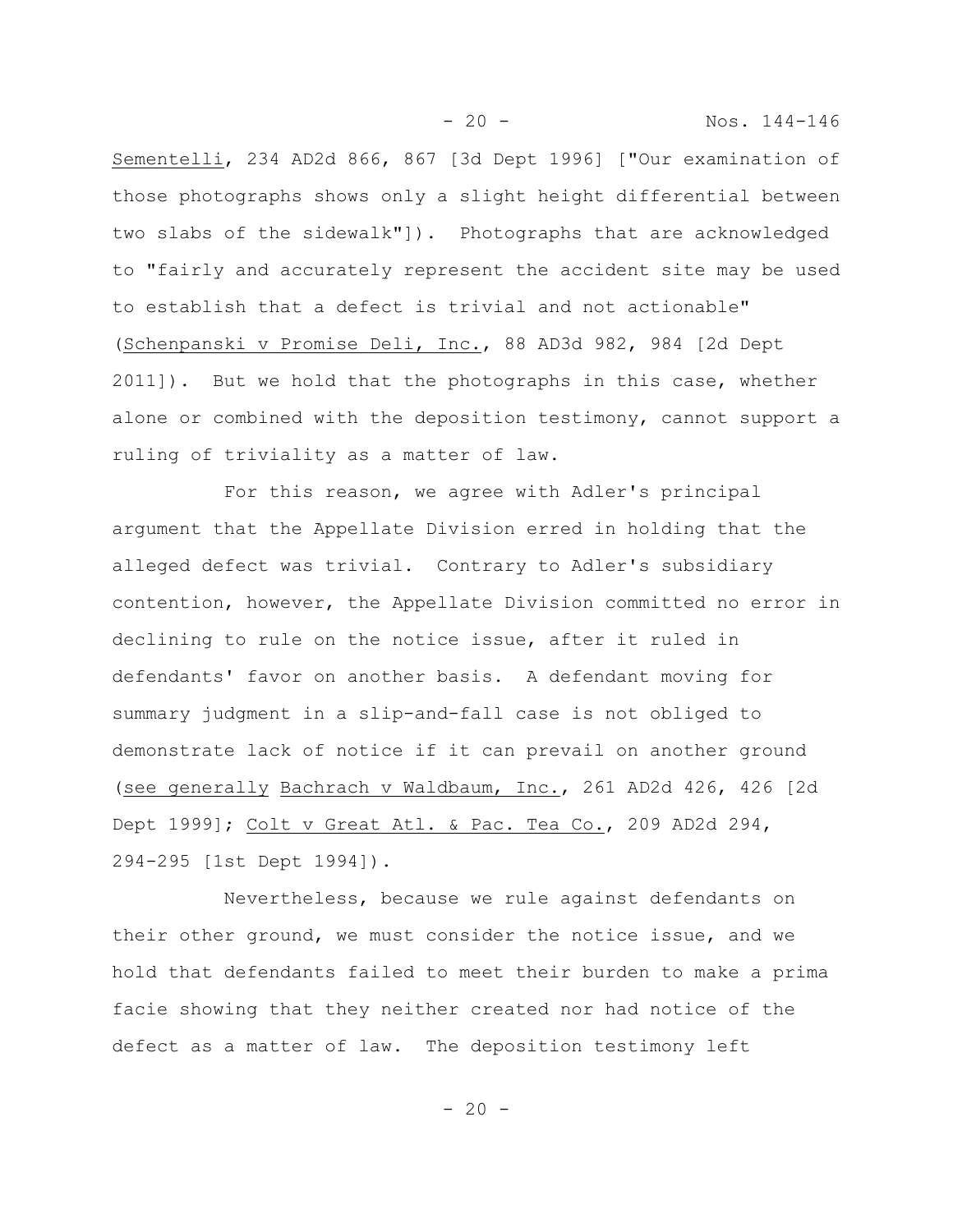Sementelli, 234 AD2d 866, 867 [3d Dept 1996] ["Our examination of those photographs shows only a slight height differential between two slabs of the sidewalk"]). Photographs that are acknowledged to "fairly and accurately represent the accident site may be used to establish that a defect is trivial and not actionable" (Schenpanski v Promise Deli, Inc., 88 AD3d 982, 984 [2d Dept 2011]). But we hold that the photographs in this case, whether alone or combined with the deposition testimony, cannot support a ruling of triviality as a matter of law.

For this reason, we agree with Adler's principal argument that the Appellate Division erred in holding that the alleged defect was trivial. Contrary to Adler's subsidiary contention, however, the Appellate Division committed no error in declining to rule on the notice issue, after it ruled in defendants' favor on another basis. A defendant moving for summary judgment in a slip-and-fall case is not obliged to demonstrate lack of notice if it can prevail on another ground (see generally Bachrach v Waldbaum, Inc., 261 AD2d 426, 426 [2d Dept 1999]; Colt v Great Atl. & Pac. Tea Co., 209 AD2d 294, 294-295 [1st Dept 1994]).

Nevertheless, because we rule against defendants on their other ground, we must consider the notice issue, and we hold that defendants failed to meet their burden to make a prima facie showing that they neither created nor had notice of the defect as a matter of law. The deposition testimony left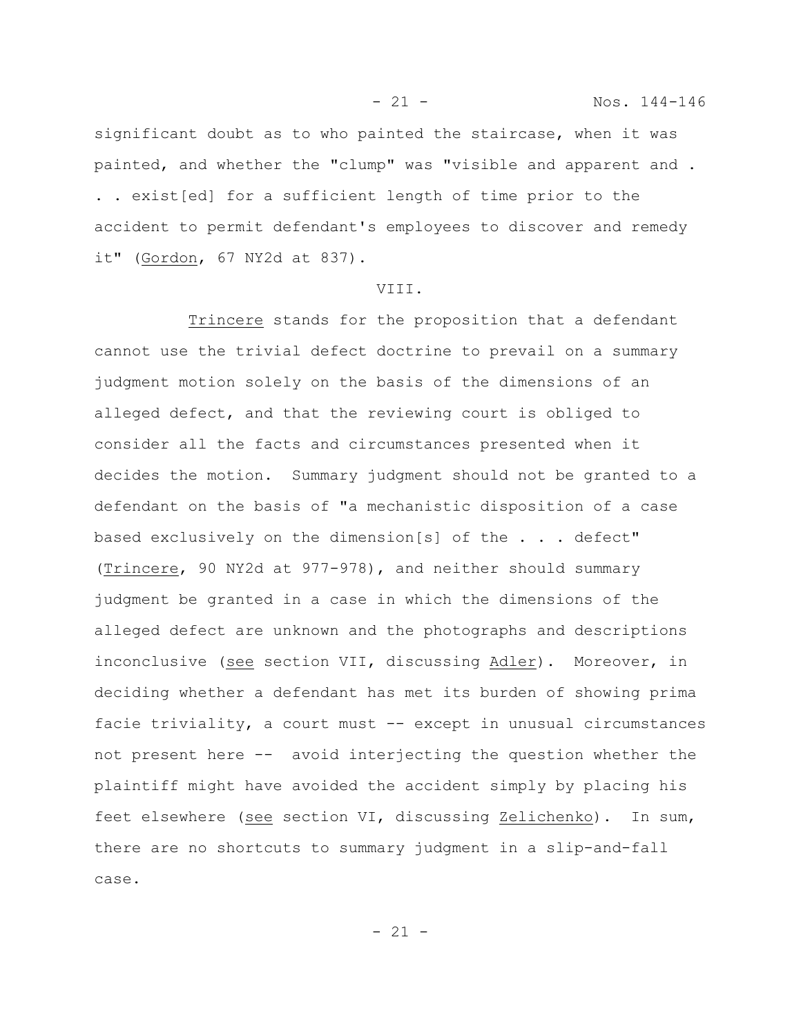significant doubt as to who painted the staircase, when it was painted, and whether the "clump" was "visible and apparent and . . . exist[ed] for a sufficient length of time prior to the accident to permit defendant's employees to discover and remedy it" (Gordon, 67 NY2d at 837).

VIII.

Trincere stands for the proposition that a defendant cannot use the trivial defect doctrine to prevail on a summary judgment motion solely on the basis of the dimensions of an alleged defect, and that the reviewing court is obliged to consider all the facts and circumstances presented when it decides the motion. Summary judgment should not be granted to a defendant on the basis of "a mechanistic disposition of a case based exclusively on the dimension[s] of the . . . defect" (Trincere, 90 NY2d at 977-978), and neither should summary judgment be granted in a case in which the dimensions of the alleged defect are unknown and the photographs and descriptions inconclusive (see section VII, discussing Adler). Moreover, in deciding whether a defendant has met its burden of showing prima facie triviality, a court must -- except in unusual circumstances not present here -- avoid interjecting the question whether the plaintiff might have avoided the accident simply by placing his feet elsewhere (see section VI, discussing Zelichenko). In sum, there are no shortcuts to summary judgment in a slip-and-fall case.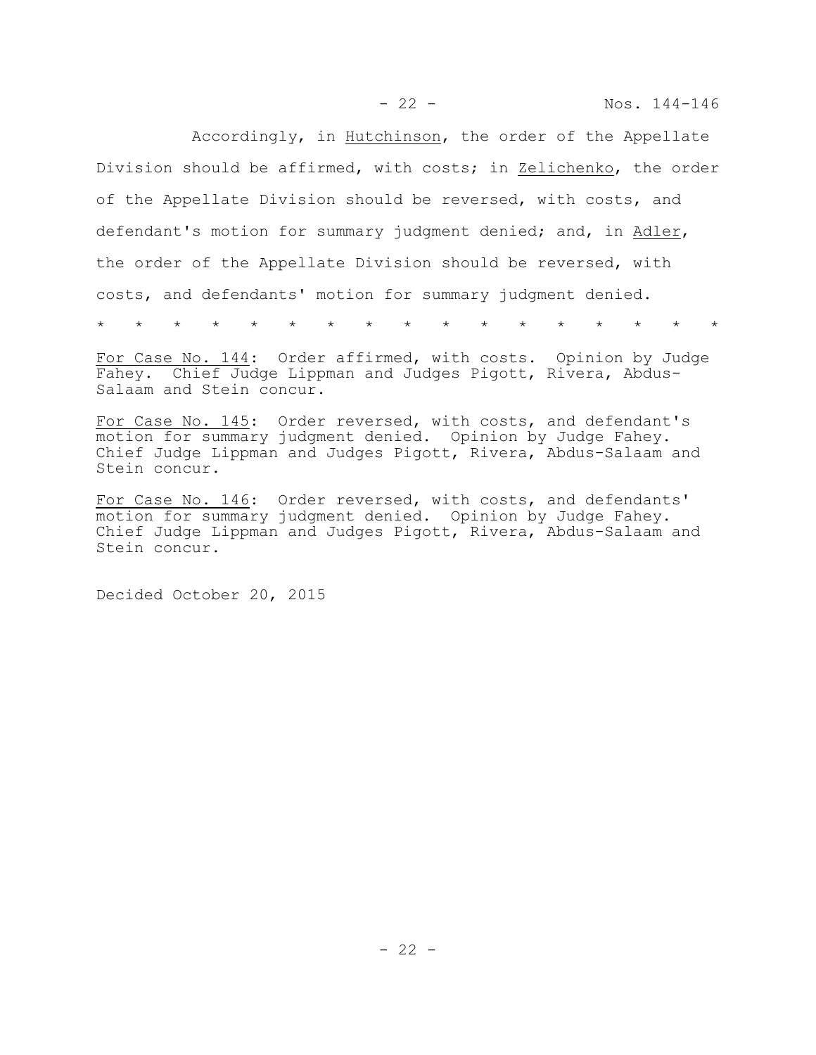Accordingly, in Hutchinson, the order of the Appellate Division should be affirmed, with costs; in Zelichenko, the order of the Appellate Division should be reversed, with costs, and defendant's motion for summary judgment denied; and, in Adler, the order of the Appellate Division should be reversed, with costs, and defendants' motion for summary judgment denied.

* * * * * * * * * * * * * * * * *

For Case No. 144: Order affirmed, with costs. Opinion by Judge Fahey. Chief Judge Lippman and Judges Pigott, Rivera, Abdus-Salaam and Stein concur.

For Case No. 145: Order reversed, with costs, and defendant's motion for summary judgment denied. Opinion by Judge Fahey. Chief Judge Lippman and Judges Pigott, Rivera, Abdus-Salaam and Stein concur.

For Case No. 146: Order reversed, with costs, and defendants' motion for summary judgment denied. Opinion by Judge Fahey. Chief Judge Lippman and Judges Pigott, Rivera, Abdus-Salaam and Stein concur.

Decided October 20, 2015